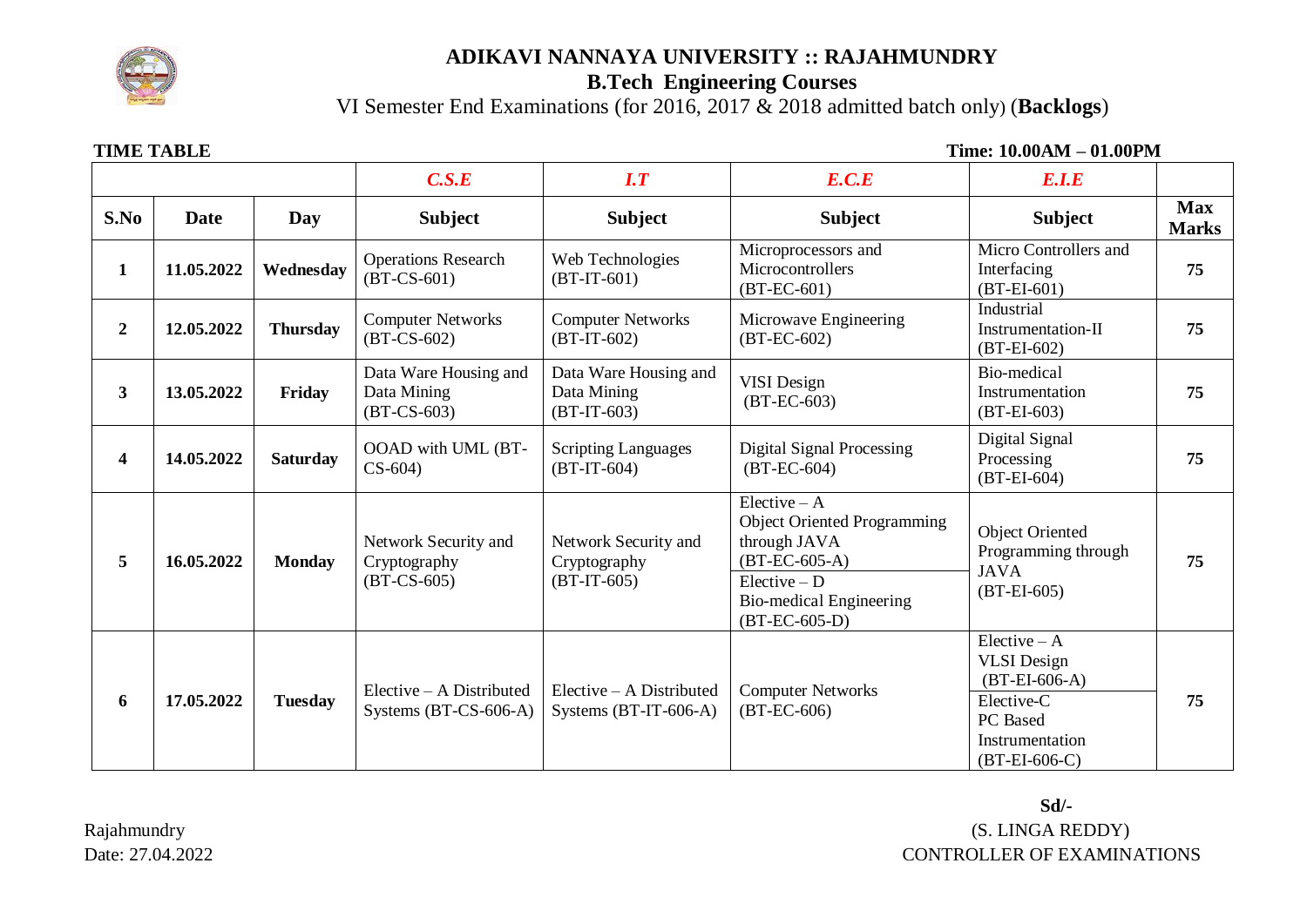# ADIKAVI NANNAYA UNIVERSITY :: RAJAHMUNDRY

## B.Tech Engineering Courses

VI Semester End Examinations (for 2016, 2017 & 2018 admitted batch only) (**Backlogs**)

**TIME TABLE** **Time: 10.00AM – 01.00PM**

| | | | ***C.S.E*** | ***I.T*** | ***E.C.E*** | ***E.I.E*** | |
|---|---|---|---|---|---|---|---|
| **S.No** | **Date** | **Day** | **Subject** | **Subject** | **Subject** | **Subject** | **Max Marks** |
| **1** | **11.05.2022** | **Wednesday** | Operations Research (BT-CS-601) | Web Technologies (BT-IT-601) | Microprocessors and Microcontrollers (BT-EC-601) | Micro Controllers and Interfacing (BT-EI-601) | **75** |
| **2** | **12.05.2022** | **Thursday** | Computer Networks (BT-CS-602) | Computer Networks (BT-IT-602) | Microwave Engineering (BT-EC-602) | Industrial Instrumentation-II (BT-EI-602) | **75** |
| **3** | **13.05.2022** | **Friday** | Data Ware Housing and Data Mining (BT-CS-603) | Data Ware Housing and Data Mining (BT-IT-603) | VISI Design (BT-EC-603) | Bio-medical Instrumentation (BT-EI-603) | **75** |
| **4** | **14.05.2022** | **Saturday** | OOAD with UML (BT-CS-604) | Scripting Languages (BT-IT-604) | Digital Signal Processing (BT-EC-604) | Digital Signal Processing (BT-EI-604) | **75** |
| **5** | **16.05.2022** | **Monday** | Network Security and Cryptography (BT-CS-605) | Network Security and Cryptography (BT-IT-605) | Elective – A Object Oriented Programming through JAVA (BT-EC-605-A)<br>Elective – D Bio-medical Engineering (BT-EC-605-D) | Object Oriented Programming through JAVA (BT-EI-605) | **75** |
| **6** | **17.05.2022** | **Tuesday** | Elective – A Distributed Systems (BT-CS-606-A) | Elective – A Distributed Systems (BT-IT-606-A) | Computer Networks (BT-EC-606) | Elective – A VLSI Design (BT-EI-606-A)<br>Elective-C PC Based Instrumentation (BT-EI-606-C) | **75** |

Rajahmundry
Date: 27.04.2022

**Sd/-**
(S. LINGA REDDY)
CONTROLLER OF EXAMINATIONS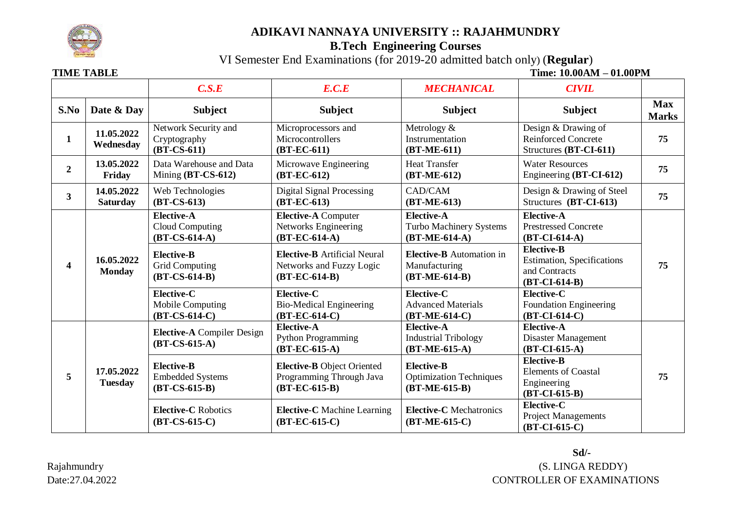# ADIKAVI NANNAYA UNIVERSITY :: RAJAHMUNDRY

## B.Tech Engineering Courses

VI Semester End Examinations (for 2019-20 admitted batch only) (**Regular**)

**TIME TABLE** **Time: 10.00AM – 01.00PM**

| | | ***C.S.E*** | ***E.C.E*** | ***MECHANICAL*** | ***CIVIL*** | |
|---|---|---|---|---|---|---|
| **S.No** | **Date & Day** | **Subject** | **Subject** | **Subject** | **Subject** | **Max Marks** |
| **1** | **11.05.2022 Wednesday** | Network Security and Cryptography **(BT-CS-611)** | Microprocessors and Microcontrollers **(BT-EC-611)** | Metrology & Instrumentation **(BT-ME-611)** | Design & Drawing of Reinforced Concrete Structures **(BT-CI-611)** | **75** |
| **2** | **13.05.2022 Friday** | Data Warehouse and Data Mining **(BT-CS-612)** | Microwave Engineering **(BT-EC-612)** | Heat Transfer **(BT-ME-612)** | Water Resources Engineering **(BT-CI-612)** | **75** |
| **3** | **14.05.2022 Saturday** | Web Technologies **(BT-CS-613)** | Digital Signal Processing **(BT-EC-613)** | CAD/CAM **(BT-ME-613)** | Design & Drawing of Steel Structures **(BT-CI-613)** | **75** |
| **4** | **16.05.2022 Monday** | **Elective-A** Cloud Computing **(BT-CS-614-A)** | **Elective-A** Computer Networks Engineering **(BT-EC-614-A)** | **Elective-A** Turbo Machinery Systems **(BT-ME-614-A)** | **Elective-A** Prestressed Concrete **(BT-CI-614-A)** | **75** |
| | | **Elective-B** Grid Computing **(BT-CS-614-B)** | **Elective-B** Artificial Neural Networks and Fuzzy Logic **(BT-EC-614-B)** | **Elective-B** Automation in Manufacturing **(BT-ME-614-B)** | **Elective-B** Estimation, Specifications and Contracts **(BT-CI-614-B)** | |
| | | **Elective-C** Mobile Computing **(BT-CS-614-C)** | **Elective-C** Bio-Medical Engineering **(BT-EC-614-C)** | **Elective-C** Advanced Materials **(BT-ME-614-C)** | **Elective-C** Foundation Engineering **(BT-CI-614-C)** | |
| **5** | **17.05.2022 Tuesday** | **Elective-A** Compiler Design **(BT-CS-615-A)** | **Elective-A** Python Programming **(BT-EC-615-A)** | **Elective-A** Industrial Tribology **(BT-ME-615-A)** | **Elective-A** Disaster Management **(BT-CI-615-A)** | **75** |
| | | **Elective-B** Embedded Systems **(BT-CS-615-B)** | **Elective-B** Object Oriented Programming Through Java **(BT-EC-615-B)** | **Elective-B** Optimization Techniques **(BT-ME-615-B)** | **Elective-B** Elements of Coastal Engineering **(BT-CI-615-B)** | |
| | | **Elective-C** Robotics **(BT-CS-615-C)** | **Elective-C** Machine Learning **(BT-EC-615-C)** | **Elective-C** Mechatronics **(BT-ME-615-C)** | **Elective-C** Project Managements **(BT-CI-615-C)** | |

**Sd/-**

Rajahmundry (S. LINGA REDDY)

Date:27.04.2022 CONTROLLER OF EXAMINATIONS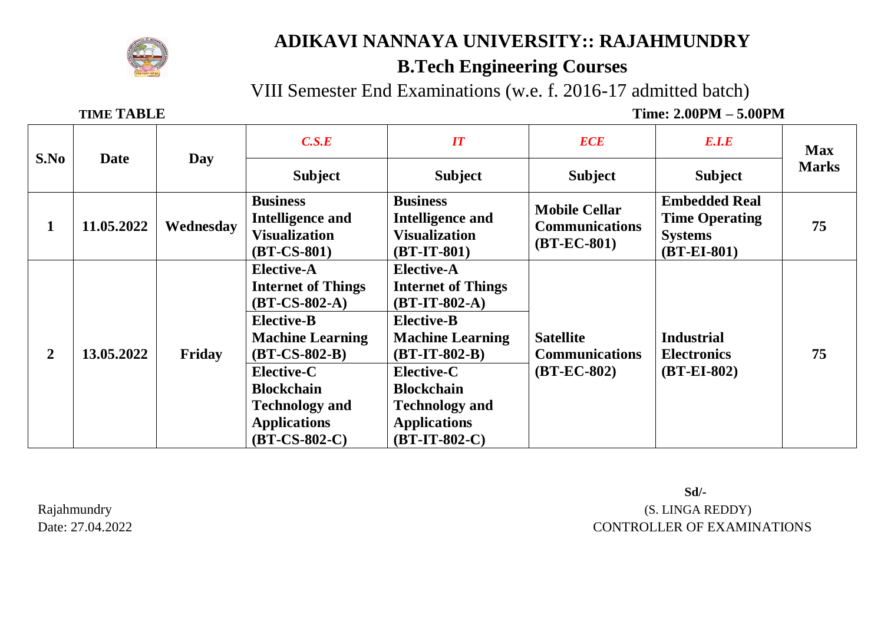# ADIKAVI NANNAYA UNIVERSITY:: RAJAHMUNDRY

## B.Tech Engineering Courses

VIII Semester End Examinations (w.e. f. 2016-17 admitted batch)

**TIME TABLE** **Time: 2.00PM – 5.00PM**

| S.No | Date | Day | *C.S.E* | *IT* | *ECE* | *E.I.E* | Max Marks |
|---|---|---|---|---|---|---|---|
| | | | Subject | Subject | Subject | Subject | |
| 1 | 11.05.2022 | Wednesday | **Business Intelligence and Visualization (BT-CS-801)** | **Business Intelligence and Visualization (BT-IT-801)** | **Mobile Cellar Communications (BT-EC-801)** | **Embedded Real Time Operating Systems (BT-EI-801)** | 75 |
| 2 | 13.05.2022 | Friday | **Elective-A Internet of Things (BT-CS-802-A)** **Elective-B Machine Learning (BT-CS-802-B)** **Elective-C Blockchain Technology and Applications (BT-CS-802-C)** | **Elective-A Internet of Things (BT-IT-802-A)** **Elective-B Machine Learning (BT-IT-802-B)** **Elective-C Blockchain Technology and Applications (BT-IT-802-C)** | **Satellite Communications (BT-EC-802)** | **Industrial Electronics (BT-EI-802)** | 75 |

Rajahmundry
Date: 27.04.2022

**Sd/-**
(S. LINGA REDDY)
CONTROLLER OF EXAMINATIONS